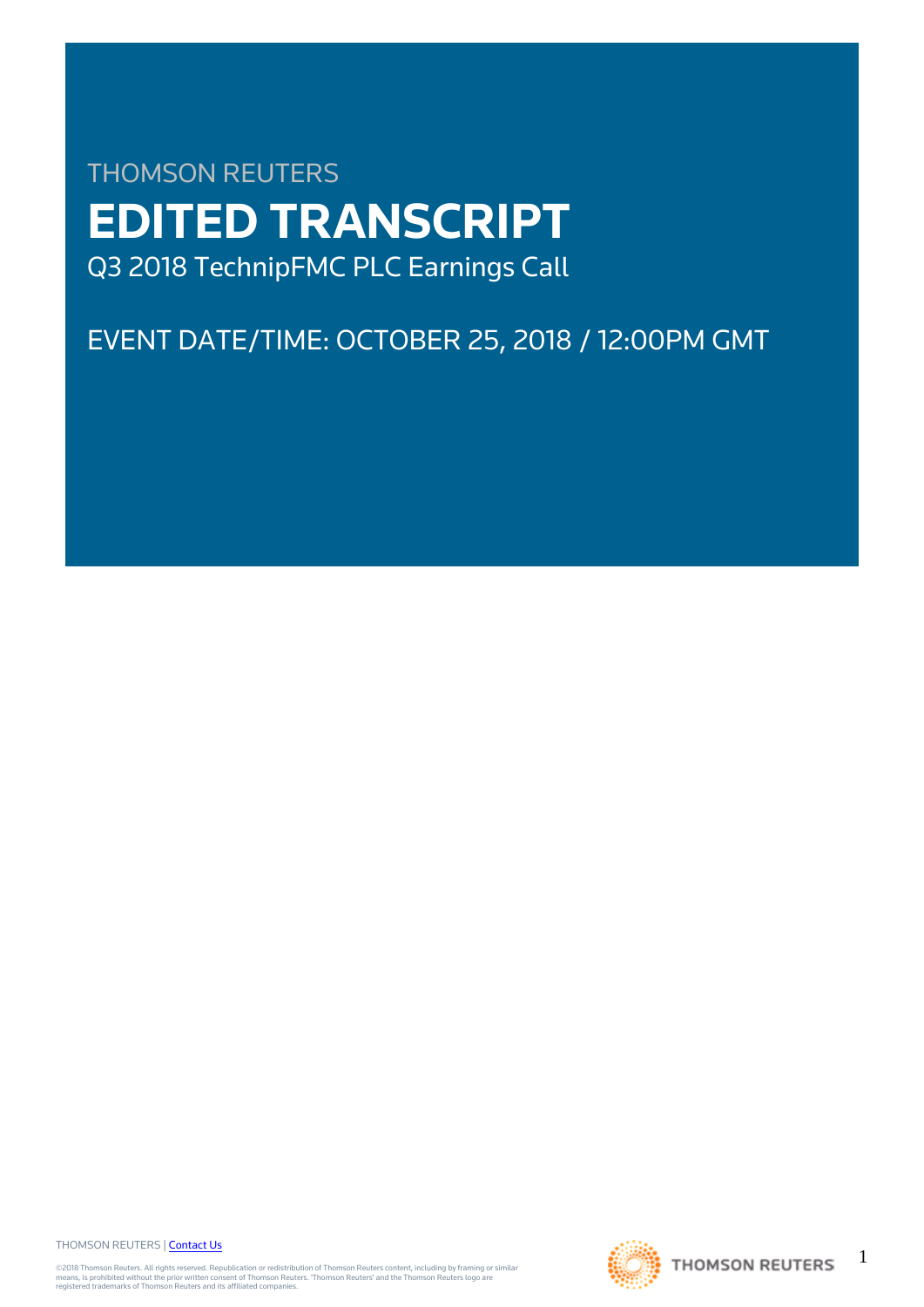THOMSON REUTERS

# EDITED TRANSCRIPT

Q3 2018 TechnipFMC PLC Earnings Call

EVENT DATE/TIME: OCTOBER 25, 2018 / 12:00PM GMT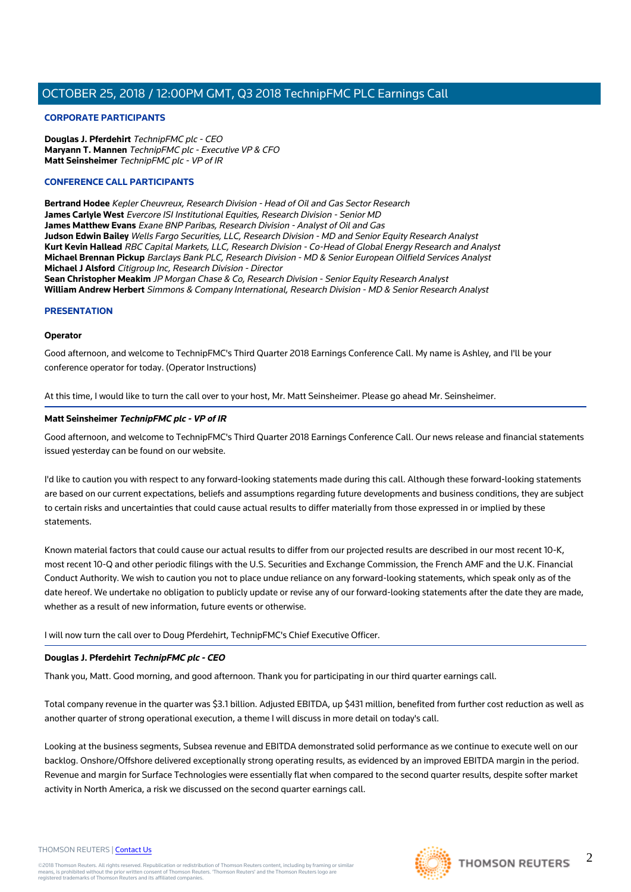## CORPORATE PARTICIPANTS

**Douglas J. Pferdehirt** *TechnipFMC plc - CEO*
**Maryann T. Mannen** *TechnipFMC plc - Executive VP & CFO*
**Matt Seinsheimer** *TechnipFMC plc - VP of IR*

## CONFERENCE CALL PARTICIPANTS

**Bertrand Hodee** *Kepler Cheuvreux, Research Division - Head of Oil and Gas Sector Research*
**James Carlyle West** *Evercore ISI Institutional Equities, Research Division - Senior MD*
**James Matthew Evans** *Exane BNP Paribas, Research Division - Analyst of Oil and Gas*
**Judson Edwin Bailey** *Wells Fargo Securities, LLC, Research Division - MD and Senior Equity Research Analyst*
**Kurt Kevin Hallead** *RBC Capital Markets, LLC, Research Division - Co-Head of Global Energy Research and Analyst*
**Michael Brennan Pickup** *Barclays Bank PLC, Research Division - MD & Senior European Oilfield Services Analyst*
**Michael J Alsford** *Citigroup Inc, Research Division - Director*
**Sean Christopher Meakim** *JP Morgan Chase & Co, Research Division - Senior Equity Research Analyst*
**William Andrew Herbert** *Simmons & Company International, Research Division - MD & Senior Research Analyst*

## PRESENTATION

**Operator**

Good afternoon, and welcome to TechnipFMC's Third Quarter 2018 Earnings Conference Call. My name is Ashley, and I'll be your conference operator for today. (Operator Instructions)

At this time, I would like to turn the call over to your host, Mr. Matt Seinsheimer. Please go ahead Mr. Seinsheimer.

**Matt Seinsheimer** ***TechnipFMC plc - VP of IR***

Good afternoon, and welcome to TechnipFMC's Third Quarter 2018 Earnings Conference Call. Our news release and financial statements issued yesterday can be found on our website.

I'd like to caution you with respect to any forward-looking statements made during this call. Although these forward-looking statements are based on our current expectations, beliefs and assumptions regarding future developments and business conditions, they are subject to certain risks and uncertainties that could cause actual results to differ materially from those expressed in or implied by these statements.

Known material factors that could cause our actual results to differ from our projected results are described in our most recent 10-K, most recent 10-Q and other periodic filings with the U.S. Securities and Exchange Commission, the French AMF and the U.K. Financial Conduct Authority. We wish to caution you not to place undue reliance on any forward-looking statements, which speak only as of the date hereof. We undertake no obligation to publicly update or revise any of our forward-looking statements after the date they are made, whether as a result of new information, future events or otherwise.

I will now turn the call over to Doug Pferdehirt, TechnipFMC's Chief Executive Officer.

**Douglas J. Pferdehirt** ***TechnipFMC plc - CEO***

Thank you, Matt. Good morning, and good afternoon. Thank you for participating in our third quarter earnings call.

Total company revenue in the quarter was $3.1 billion. Adjusted EBITDA, up $431 million, benefited from further cost reduction as well as another quarter of strong operational execution, a theme I will discuss in more detail on today's call.

Looking at the business segments, Subsea revenue and EBITDA demonstrated solid performance as we continue to execute well on our backlog. Onshore/Offshore delivered exceptionally strong operating results, as evidenced by an improved EBITDA margin in the period. Revenue and margin for Surface Technologies were essentially flat when compared to the second quarter results, despite softer market activity in North America, a risk we discussed on the second quarter earnings call.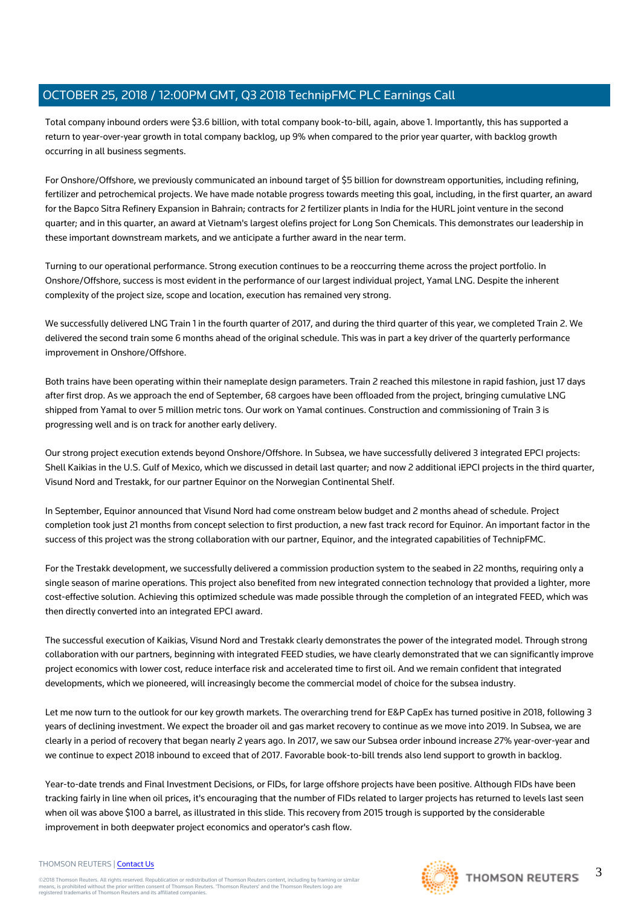Total company inbound orders were $3.6 billion, with total company book-to-bill, again, above 1. Importantly, this has supported a return to year-over-year growth in total company backlog, up 9% when compared to the prior year quarter, with backlog growth occurring in all business segments.

For Onshore/Offshore, we previously communicated an inbound target of $5 billion for downstream opportunities, including refining, fertilizer and petrochemical projects. We have made notable progress towards meeting this goal, including, in the first quarter, an award for the Bapco Sitra Refinery Expansion in Bahrain; contracts for 2 fertilizer plants in India for the HURL joint venture in the second quarter; and in this quarter, an award at Vietnam's largest olefins project for Long Son Chemicals. This demonstrates our leadership in these important downstream markets, and we anticipate a further award in the near term.

Turning to our operational performance. Strong execution continues to be a reoccurring theme across the project portfolio. In Onshore/Offshore, success is most evident in the performance of our largest individual project, Yamal LNG. Despite the inherent complexity of the project size, scope and location, execution has remained very strong.

We successfully delivered LNG Train 1 in the fourth quarter of 2017, and during the third quarter of this year, we completed Train 2. We delivered the second train some 6 months ahead of the original schedule. This was in part a key driver of the quarterly performance improvement in Onshore/Offshore.

Both trains have been operating within their nameplate design parameters. Train 2 reached this milestone in rapid fashion, just 17 days after first drop. As we approach the end of September, 68 cargoes have been offloaded from the project, bringing cumulative LNG shipped from Yamal to over 5 million metric tons. Our work on Yamal continues. Construction and commissioning of Train 3 is progressing well and is on track for another early delivery.

Our strong project execution extends beyond Onshore/Offshore. In Subsea, we have successfully delivered 3 integrated EPCI projects: Shell Kaikias in the U.S. Gulf of Mexico, which we discussed in detail last quarter; and now 2 additional iEPCI projects in the third quarter, Visund Nord and Trestakk, for our partner Equinor on the Norwegian Continental Shelf.

In September, Equinor announced that Visund Nord had come onstream below budget and 2 months ahead of schedule. Project completion took just 21 months from concept selection to first production, a new fast track record for Equinor. An important factor in the success of this project was the strong collaboration with our partner, Equinor, and the integrated capabilities of TechnipFMC.

For the Trestakk development, we successfully delivered a commission production system to the seabed in 22 months, requiring only a single season of marine operations. This project also benefited from new integrated connection technology that provided a lighter, more cost-effective solution. Achieving this optimized schedule was made possible through the completion of an integrated FEED, which was then directly converted into an integrated EPCI award.

The successful execution of Kaikias, Visund Nord and Trestakk clearly demonstrates the power of the integrated model. Through strong collaboration with our partners, beginning with integrated FEED studies, we have clearly demonstrated that we can significantly improve project economics with lower cost, reduce interface risk and accelerated time to first oil. And we remain confident that integrated developments, which we pioneered, will increasingly become the commercial model of choice for the subsea industry.

Let me now turn to the outlook for our key growth markets. The overarching trend for E&P CapEx has turned positive in 2018, following 3 years of declining investment. We expect the broader oil and gas market recovery to continue as we move into 2019. In Subsea, we are clearly in a period of recovery that began nearly 2 years ago. In 2017, we saw our Subsea order inbound increase 27% year-over-year and we continue to expect 2018 inbound to exceed that of 2017. Favorable book-to-bill trends also lend support to growth in backlog.

Year-to-date trends and Final Investment Decisions, or FIDs, for large offshore projects have been positive. Although FIDs have been tracking fairly in line when oil prices, it's encouraging that the number of FIDs related to larger projects has returned to levels last seen when oil was above $100 a barrel, as illustrated in this slide. This recovery from 2015 trough is supported by the considerable improvement in both deepwater project economics and operator's cash flow.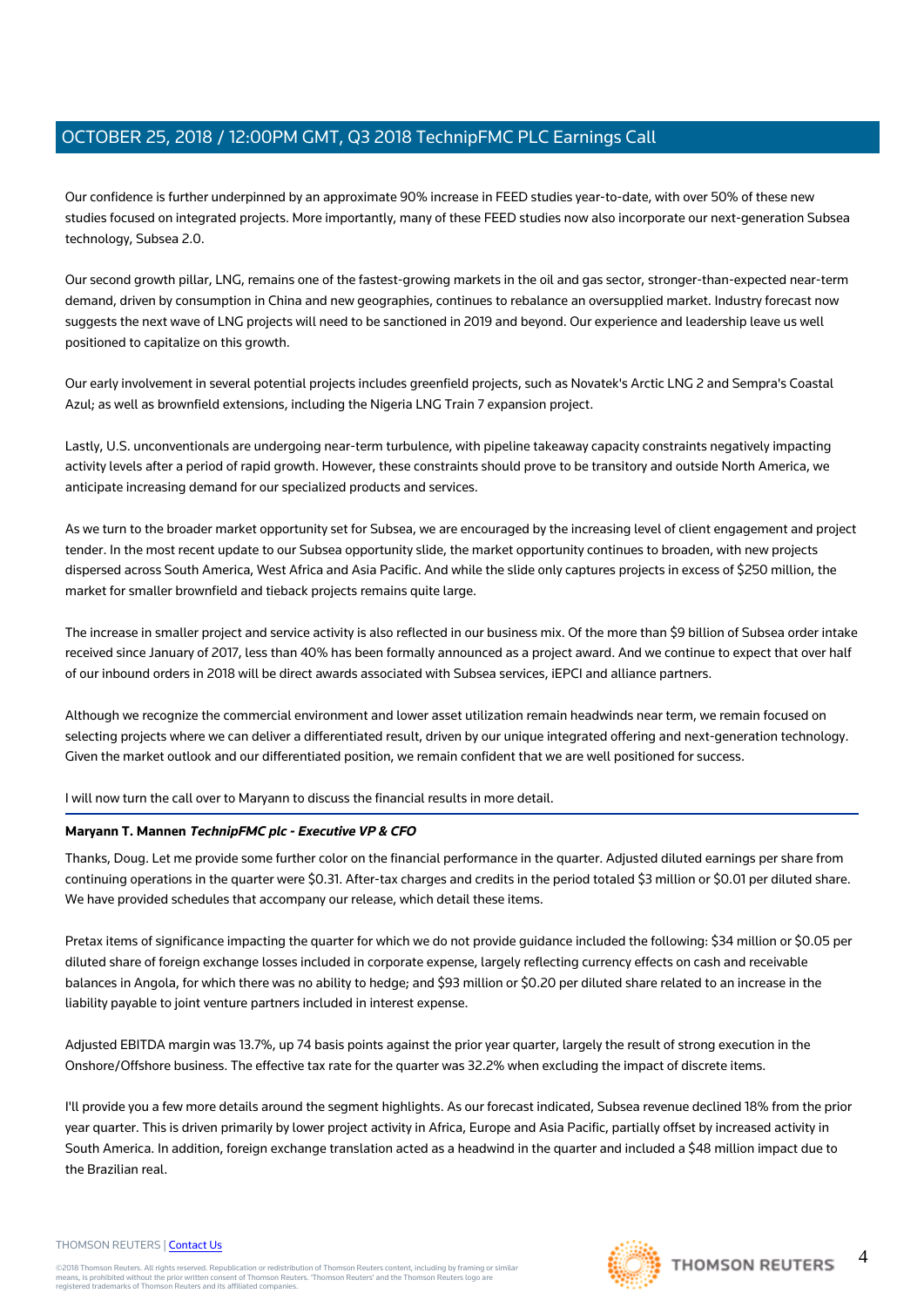Our confidence is further underpinned by an approximate 90% increase in FEED studies year-to-date, with over 50% of these new studies focused on integrated projects. More importantly, many of these FEED studies now also incorporate our next-generation Subsea technology, Subsea 2.0.

Our second growth pillar, LNG, remains one of the fastest-growing markets in the oil and gas sector, stronger-than-expected near-term demand, driven by consumption in China and new geographies, continues to rebalance an oversupplied market. Industry forecast now suggests the next wave of LNG projects will need to be sanctioned in 2019 and beyond. Our experience and leadership leave us well positioned to capitalize on this growth.

Our early involvement in several potential projects includes greenfield projects, such as Novatek's Arctic LNG 2 and Sempra's Coastal Azul; as well as brownfield extensions, including the Nigeria LNG Train 7 expansion project.

Lastly, U.S. unconventionals are undergoing near-term turbulence, with pipeline takeaway capacity constraints negatively impacting activity levels after a period of rapid growth. However, these constraints should prove to be transitory and outside North America, we anticipate increasing demand for our specialized products and services.

As we turn to the broader market opportunity set for Subsea, we are encouraged by the increasing level of client engagement and project tender. In the most recent update to our Subsea opportunity slide, the market opportunity continues to broaden, with new projects dispersed across South America, West Africa and Asia Pacific. And while the slide only captures projects in excess of $250 million, the market for smaller brownfield and tieback projects remains quite large.

The increase in smaller project and service activity is also reflected in our business mix. Of the more than $9 billion of Subsea order intake received since January of 2017, less than 40% has been formally announced as a project award. And we continue to expect that over half of our inbound orders in 2018 will be direct awards associated with Subsea services, iEPCI and alliance partners.

Although we recognize the commercial environment and lower asset utilization remain headwinds near term, we remain focused on selecting projects where we can deliver a differentiated result, driven by our unique integrated offering and next-generation technology. Given the market outlook and our differentiated position, we remain confident that we are well positioned for success.

I will now turn the call over to Maryann to discuss the financial results in more detail.

**Maryann T. Mannen** ***TechnipFMC plc - Executive VP & CFO***

Thanks, Doug. Let me provide some further color on the financial performance in the quarter. Adjusted diluted earnings per share from continuing operations in the quarter were $0.31. After-tax charges and credits in the period totaled $3 million or $0.01 per diluted share. We have provided schedules that accompany our release, which detail these items.

Pretax items of significance impacting the quarter for which we do not provide guidance included the following: $34 million or $0.05 per diluted share of foreign exchange losses included in corporate expense, largely reflecting currency effects on cash and receivable balances in Angola, for which there was no ability to hedge; and $93 million or $0.20 per diluted share related to an increase in the liability payable to joint venture partners included in interest expense.

Adjusted EBITDA margin was 13.7%, up 74 basis points against the prior year quarter, largely the result of strong execution in the Onshore/Offshore business. The effective tax rate for the quarter was 32.2% when excluding the impact of discrete items.

I'll provide you a few more details around the segment highlights. As our forecast indicated, Subsea revenue declined 18% from the prior year quarter. This is driven primarily by lower project activity in Africa, Europe and Asia Pacific, partially offset by increased activity in South America. In addition, foreign exchange translation acted as a headwind in the quarter and included a $48 million impact due to the Brazilian real.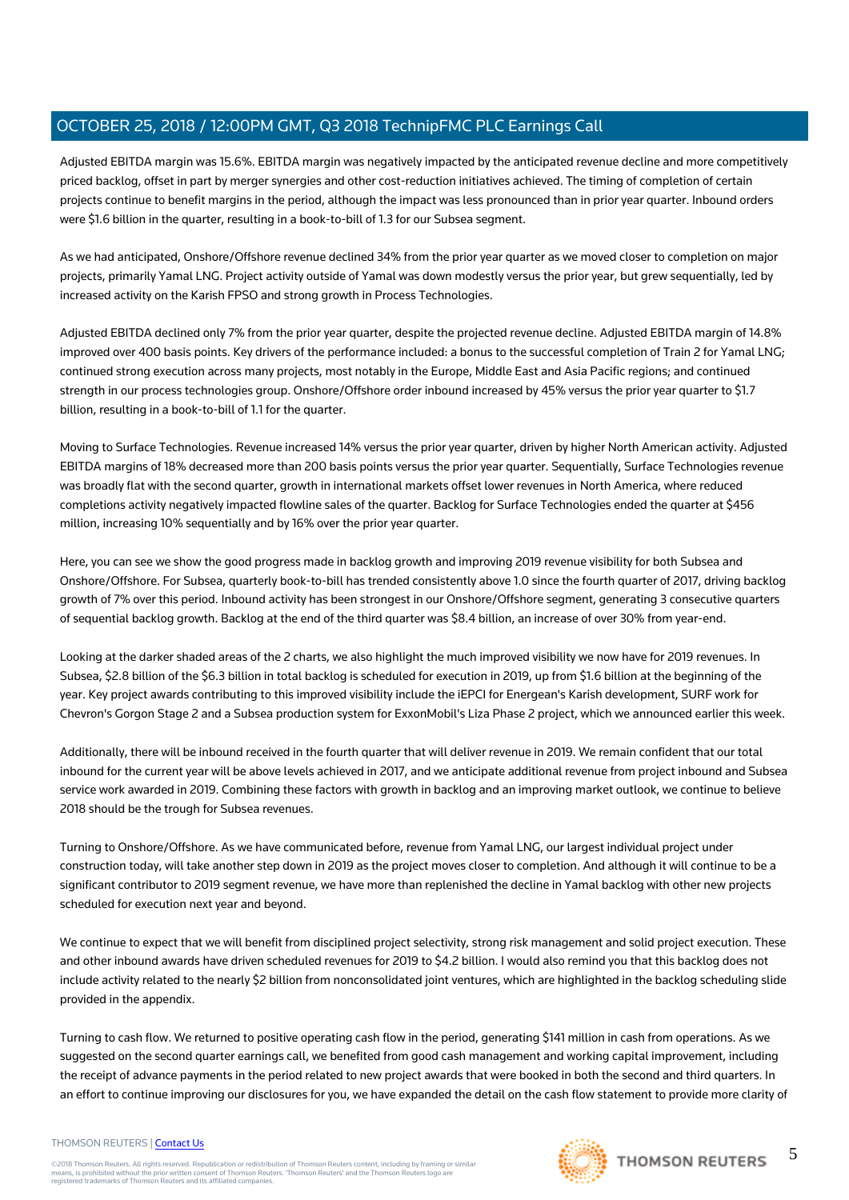Adjusted EBITDA margin was 15.6%. EBITDA margin was negatively impacted by the anticipated revenue decline and more competitively priced backlog, offset in part by merger synergies and other cost-reduction initiatives achieved. The timing of completion of certain projects continue to benefit margins in the period, although the impact was less pronounced than in prior year quarter. Inbound orders were $1.6 billion in the quarter, resulting in a book-to-bill of 1.3 for our Subsea segment.

As we had anticipated, Onshore/Offshore revenue declined 34% from the prior year quarter as we moved closer to completion on major projects, primarily Yamal LNG. Project activity outside of Yamal was down modestly versus the prior year, but grew sequentially, led by increased activity on the Karish FPSO and strong growth in Process Technologies.

Adjusted EBITDA declined only 7% from the prior year quarter, despite the projected revenue decline. Adjusted EBITDA margin of 14.8% improved over 400 basis points. Key drivers of the performance included: a bonus to the successful completion of Train 2 for Yamal LNG; continued strong execution across many projects, most notably in the Europe, Middle East and Asia Pacific regions; and continued strength in our process technologies group. Onshore/Offshore order inbound increased by 45% versus the prior year quarter to $1.7 billion, resulting in a book-to-bill of 1.1 for the quarter.

Moving to Surface Technologies. Revenue increased 14% versus the prior year quarter, driven by higher North American activity. Adjusted EBITDA margins of 18% decreased more than 200 basis points versus the prior year quarter. Sequentially, Surface Technologies revenue was broadly flat with the second quarter, growth in international markets offset lower revenues in North America, where reduced completions activity negatively impacted flowline sales of the quarter. Backlog for Surface Technologies ended the quarter at $456 million, increasing 10% sequentially and by 16% over the prior year quarter.

Here, you can see we show the good progress made in backlog growth and improving 2019 revenue visibility for both Subsea and Onshore/Offshore. For Subsea, quarterly book-to-bill has trended consistently above 1.0 since the fourth quarter of 2017, driving backlog growth of 7% over this period. Inbound activity has been strongest in our Onshore/Offshore segment, generating 3 consecutive quarters of sequential backlog growth. Backlog at the end of the third quarter was $8.4 billion, an increase of over 30% from year-end.

Looking at the darker shaded areas of the 2 charts, we also highlight the much improved visibility we now have for 2019 revenues. In Subsea, $2.8 billion of the $6.3 billion in total backlog is scheduled for execution in 2019, up from $1.6 billion at the beginning of the year. Key project awards contributing to this improved visibility include the iEPCI for Energean's Karish development, SURF work for Chevron's Gorgon Stage 2 and a Subsea production system for ExxonMobil's Liza Phase 2 project, which we announced earlier this week.

Additionally, there will be inbound received in the fourth quarter that will deliver revenue in 2019. We remain confident that our total inbound for the current year will be above levels achieved in 2017, and we anticipate additional revenue from project inbound and Subsea service work awarded in 2019. Combining these factors with growth in backlog and an improving market outlook, we continue to believe 2018 should be the trough for Subsea revenues.

Turning to Onshore/Offshore. As we have communicated before, revenue from Yamal LNG, our largest individual project under construction today, will take another step down in 2019 as the project moves closer to completion. And although it will continue to be a significant contributor to 2019 segment revenue, we have more than replenished the decline in Yamal backlog with other new projects scheduled for execution next year and beyond.

We continue to expect that we will benefit from disciplined project selectivity, strong risk management and solid project execution. These and other inbound awards have driven scheduled revenues for 2019 to $4.2 billion. I would also remind you that this backlog does not include activity related to the nearly $2 billion from nonconsolidated joint ventures, which are highlighted in the backlog scheduling slide provided in the appendix.

Turning to cash flow. We returned to positive operating cash flow in the period, generating $141 million in cash from operations. As we suggested on the second quarter earnings call, we benefited from good cash management and working capital improvement, including the receipt of advance payments in the period related to new project awards that were booked in both the second and third quarters. In an effort to continue improving our disclosures for you, we have expanded the detail on the cash flow statement to provide more clarity of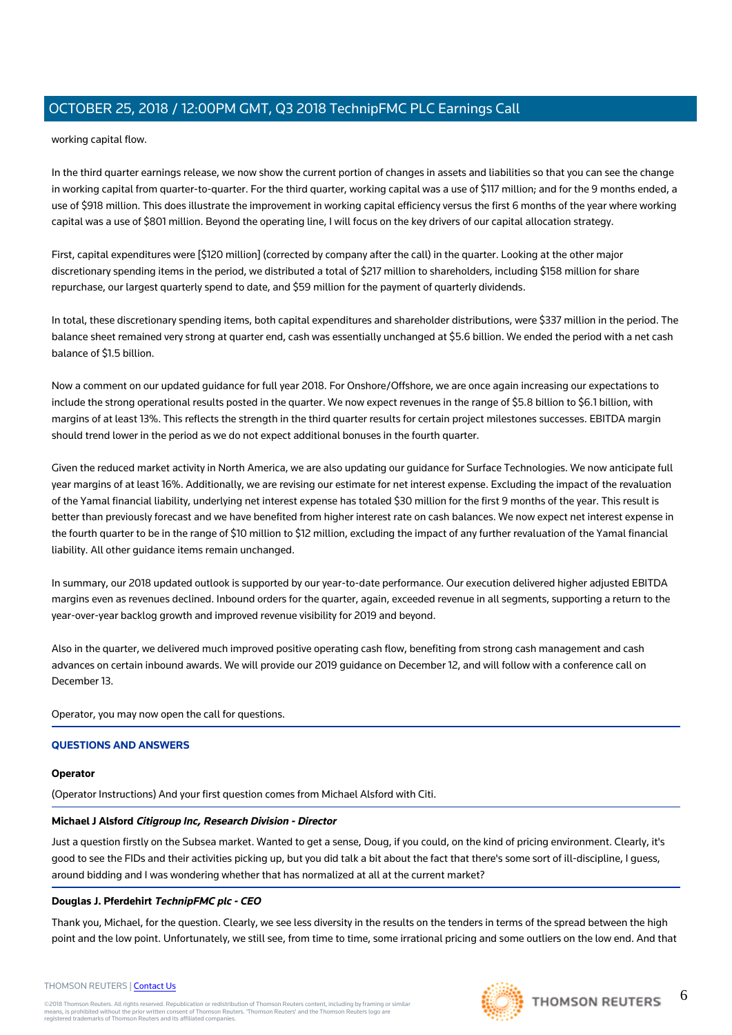working capital flow.

In the third quarter earnings release, we now show the current portion of changes in assets and liabilities so that you can see the change in working capital from quarter-to-quarter. For the third quarter, working capital was a use of $117 million; and for the 9 months ended, a use of $918 million. This does illustrate the improvement in working capital efficiency versus the first 6 months of the year where working capital was a use of $801 million. Beyond the operating line, I will focus on the key drivers of our capital allocation strategy.

First, capital expenditures were [$120 million] (corrected by company after the call) in the quarter. Looking at the other major discretionary spending items in the period, we distributed a total of $217 million to shareholders, including $158 million for share repurchase, our largest quarterly spend to date, and $59 million for the payment of quarterly dividends.

In total, these discretionary spending items, both capital expenditures and shareholder distributions, were $337 million in the period. The balance sheet remained very strong at quarter end, cash was essentially unchanged at $5.6 billion. We ended the period with a net cash balance of $1.5 billion.

Now a comment on our updated guidance for full year 2018. For Onshore/Offshore, we are once again increasing our expectations to include the strong operational results posted in the quarter. We now expect revenues in the range of $5.8 billion to $6.1 billion, with margins of at least 13%. This reflects the strength in the third quarter results for certain project milestones successes. EBITDA margin should trend lower in the period as we do not expect additional bonuses in the fourth quarter.

Given the reduced market activity in North America, we are also updating our guidance for Surface Technologies. We now anticipate full year margins of at least 16%. Additionally, we are revising our estimate for net interest expense. Excluding the impact of the revaluation of the Yamal financial liability, underlying net interest expense has totaled $30 million for the first 9 months of the year. This result is better than previously forecast and we have benefited from higher interest rate on cash balances. We now expect net interest expense in the fourth quarter to be in the range of $10 million to $12 million, excluding the impact of any further revaluation of the Yamal financial liability. All other guidance items remain unchanged.

In summary, our 2018 updated outlook is supported by our year-to-date performance. Our execution delivered higher adjusted EBITDA margins even as revenues declined. Inbound orders for the quarter, again, exceeded revenue in all segments, supporting a return to the year-over-year backlog growth and improved revenue visibility for 2019 and beyond.

Also in the quarter, we delivered much improved positive operating cash flow, benefiting from strong cash management and cash advances on certain inbound awards. We will provide our 2019 guidance on December 12, and will follow with a conference call on December 13.

Operator, you may now open the call for questions.

## QUESTIONS AND ANSWERS

**Operator**

(Operator Instructions) And your first question comes from Michael Alsford with Citi.

**Michael J Alsford** ***Citigroup Inc, Research Division - Director***

Just a question firstly on the Subsea market. Wanted to get a sense, Doug, if you could, on the kind of pricing environment. Clearly, it's good to see the FIDs and their activities picking up, but you did talk a bit about the fact that there's some sort of ill-discipline, I guess, around bidding and I was wondering whether that has normalized at all at the current market?

**Douglas J. Pferdehirt** ***TechnipFMC plc - CEO***

Thank you, Michael, for the question. Clearly, we see less diversity in the results on the tenders in terms of the spread between the high point and the low point. Unfortunately, we still see, from time to time, some irrational pricing and some outliers on the low end. And that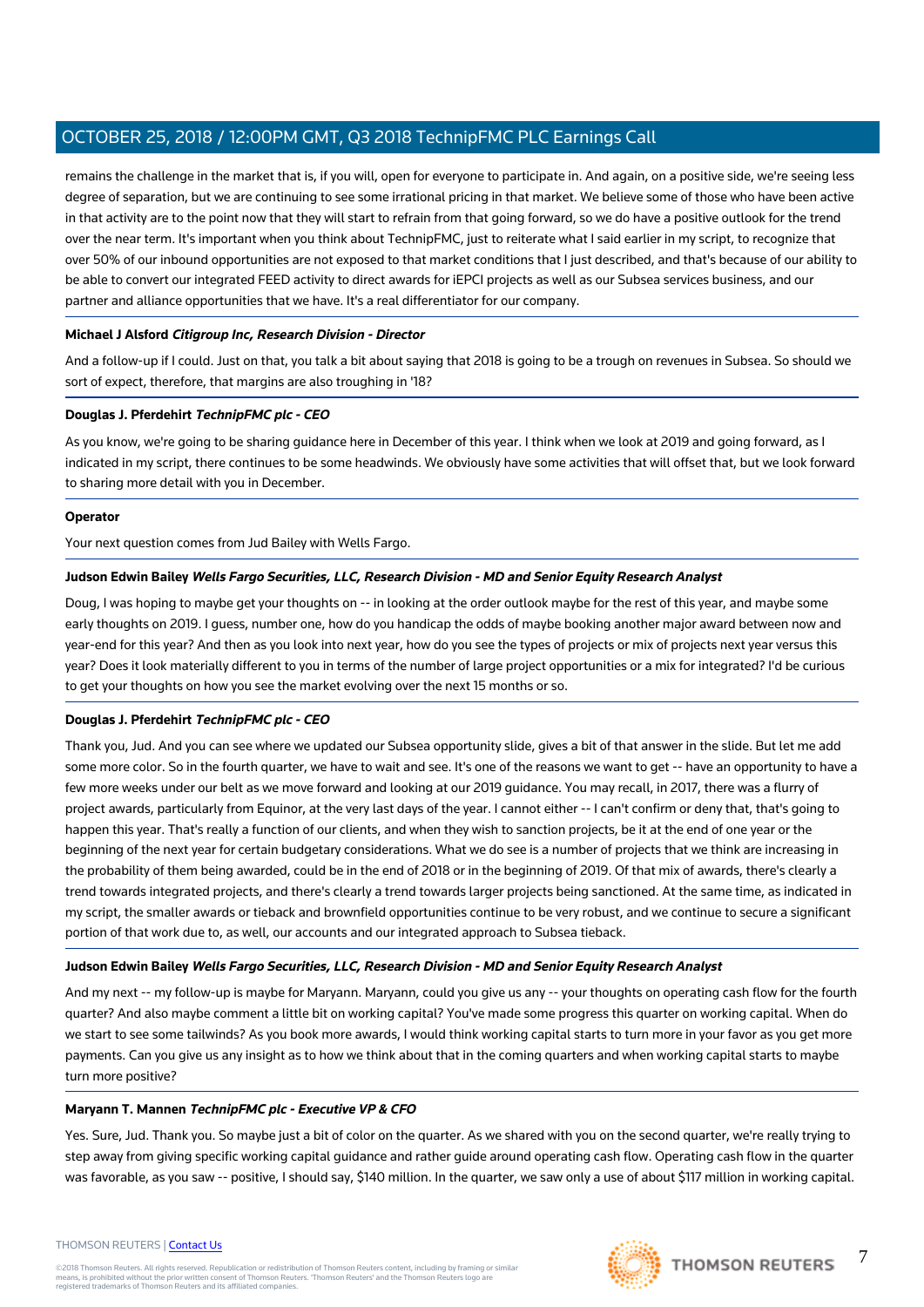remains the challenge in the market that is, if you will, open for everyone to participate in. And again, on a positive side, we're seeing less degree of separation, but we are continuing to see some irrational pricing in that market. We believe some of those who have been active in that activity are to the point now that they will start to refrain from that going forward, so we do have a positive outlook for the trend over the near term. It's important when you think about TechnipFMC, just to reiterate what I said earlier in my script, to recognize that over 50% of our inbound opportunities are not exposed to that market conditions that I just described, and that's because of our ability to be able to convert our integrated FEED activity to direct awards for iEPCI projects as well as our Subsea services business, and our partner and alliance opportunities that we have. It's a real differentiator for our company.

**Michael J Alsford** ***Citigroup Inc, Research Division - Director***

And a follow-up if I could. Just on that, you talk a bit about saying that 2018 is going to be a trough on revenues in Subsea. So should we sort of expect, therefore, that margins are also troughing in '18?

**Douglas J. Pferdehirt** ***TechnipFMC plc - CEO***

As you know, we're going to be sharing guidance here in December of this year. I think when we look at 2019 and going forward, as I indicated in my script, there continues to be some headwinds. We obviously have some activities that will offset that, but we look forward to sharing more detail with you in December.

**Operator**

Your next question comes from Jud Bailey with Wells Fargo.

**Judson Edwin Bailey** ***Wells Fargo Securities, LLC, Research Division - MD and Senior Equity Research Analyst***

Doug, I was hoping to maybe get your thoughts on -- in looking at the order outlook maybe for the rest of this year, and maybe some early thoughts on 2019. I guess, number one, how do you handicap the odds of maybe booking another major award between now and year-end for this year? And then as you look into next year, how do you see the types of projects or mix of projects next year versus this year? Does it look materially different to you in terms of the number of large project opportunities or a mix for integrated? I'd be curious to get your thoughts on how you see the market evolving over the next 15 months or so.

**Douglas J. Pferdehirt** ***TechnipFMC plc - CEO***

Thank you, Jud. And you can see where we updated our Subsea opportunity slide, gives a bit of that answer in the slide. But let me add some more color. So in the fourth quarter, we have to wait and see. It's one of the reasons we want to get -- have an opportunity to have a few more weeks under our belt as we move forward and looking at our 2019 guidance. You may recall, in 2017, there was a flurry of project awards, particularly from Equinor, at the very last days of the year. I cannot either -- I can't confirm or deny that, that's going to happen this year. That's really a function of our clients, and when they wish to sanction projects, be it at the end of one year or the beginning of the next year for certain budgetary considerations. What we do see is a number of projects that we think are increasing in the probability of them being awarded, could be in the end of 2018 or in the beginning of 2019. Of that mix of awards, there's clearly a trend towards integrated projects, and there's clearly a trend towards larger projects being sanctioned. At the same time, as indicated in my script, the smaller awards or tieback and brownfield opportunities continue to be very robust, and we continue to secure a significant portion of that work due to, as well, our accounts and our integrated approach to Subsea tieback.

**Judson Edwin Bailey** ***Wells Fargo Securities, LLC, Research Division - MD and Senior Equity Research Analyst***

And my next -- my follow-up is maybe for Maryann. Maryann, could you give us any -- your thoughts on operating cash flow for the fourth quarter? And also maybe comment a little bit on working capital? You've made some progress this quarter on working capital. When do we start to see some tailwinds? As you book more awards, I would think working capital starts to turn more in your favor as you get more payments. Can you give us any insight as to how we think about that in the coming quarters and when working capital starts to maybe turn more positive?

**Maryann T. Mannen** ***TechnipFMC plc - Executive VP & CFO***

Yes. Sure, Jud. Thank you. So maybe just a bit of color on the quarter. As we shared with you on the second quarter, we're really trying to step away from giving specific working capital guidance and rather guide around operating cash flow. Operating cash flow in the quarter was favorable, as you saw -- positive, I should say, $140 million. In the quarter, we saw only a use of about $117 million in working capital.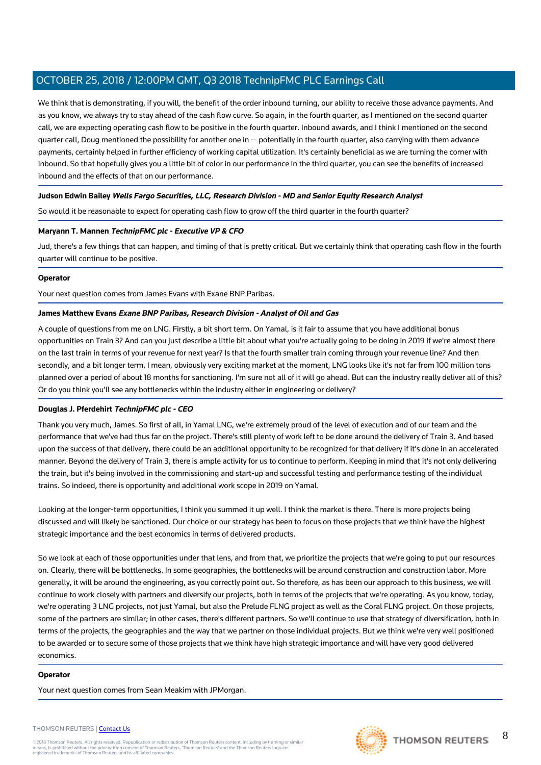We think that is demonstrating, if you will, the benefit of the order inbound turning, our ability to receive those advance payments. And as you know, we always try to stay ahead of the cash flow curve. So again, in the fourth quarter, as I mentioned on the second quarter call, we are expecting operating cash flow to be positive in the fourth quarter. Inbound awards, and I think I mentioned on the second quarter call, Doug mentioned the possibility for another one in -- potentially in the fourth quarter, also carrying with them advance payments, certainly helped in further efficiency of working capital utilization. It's certainly beneficial as we are turning the corner with inbound. So that hopefully gives you a little bit of color in our performance in the third quarter, you can see the benefits of increased inbound and the effects of that on our performance.

**Judson Edwin Bailey** ***Wells Fargo Securities, LLC, Research Division - MD and Senior Equity Research Analyst***

So would it be reasonable to expect for operating cash flow to grow off the third quarter in the fourth quarter?

**Maryann T. Mannen** ***TechnipFMC plc - Executive VP & CFO***

Jud, there's a few things that can happen, and timing of that is pretty critical. But we certainly think that operating cash flow in the fourth quarter will continue to be positive.

**Operator**

Your next question comes from James Evans with Exane BNP Paribas.

**James Matthew Evans** ***Exane BNP Paribas, Research Division - Analyst of Oil and Gas***

A couple of questions from me on LNG. Firstly, a bit short term. On Yamal, is it fair to assume that you have additional bonus opportunities on Train 3? And can you just describe a little bit about what you're actually going to be doing in 2019 if we're almost there on the last train in terms of your revenue for next year? Is that the fourth smaller train coming through your revenue line? And then secondly, and a bit longer term, I mean, obviously very exciting market at the moment, LNG looks like it's not far from 100 million tons planned over a period of about 18 months for sanctioning. I'm sure not all of it will go ahead. But can the industry really deliver all of this? Or do you think you'll see any bottlenecks within the industry either in engineering or delivery?

**Douglas J. Pferdehirt** ***TechnipFMC plc - CEO***

Thank you very much, James. So first of all, in Yamal LNG, we're extremely proud of the level of execution and of our team and the performance that we've had thus far on the project. There's still plenty of work left to be done around the delivery of Train 3. And based upon the success of that delivery, there could be an additional opportunity to be recognized for that delivery if it's done in an accelerated manner. Beyond the delivery of Train 3, there is ample activity for us to continue to perform. Keeping in mind that it's not only delivering the train, but it's being involved in the commissioning and start-up and successful testing and performance testing of the individual trains. So indeed, there is opportunity and additional work scope in 2019 on Yamal.

Looking at the longer-term opportunities, I think you summed it up well. I think the market is there. There is more projects being discussed and will likely be sanctioned. Our choice or our strategy has been to focus on those projects that we think have the highest strategic importance and the best economics in terms of delivered products.

So we look at each of those opportunities under that lens, and from that, we prioritize the projects that we're going to put our resources on. Clearly, there will be bottlenecks. In some geographies, the bottlenecks will be around construction and construction labor. More generally, it will be around the engineering, as you correctly point out. So therefore, as has been our approach to this business, we will continue to work closely with partners and diversify our projects, both in terms of the projects that we're operating. As you know, today, we're operating 3 LNG projects, not just Yamal, but also the Prelude FLNG project as well as the Coral FLNG project. On those projects, some of the partners are similar; in other cases, there's different partners. So we'll continue to use that strategy of diversification, both in terms of the projects, the geographies and the way that we partner on those individual projects. But we think we're very well positioned to be awarded or to secure some of those projects that we think have high strategic importance and will have very good delivered economics.

**Operator**

Your next question comes from Sean Meakim with JPMorgan.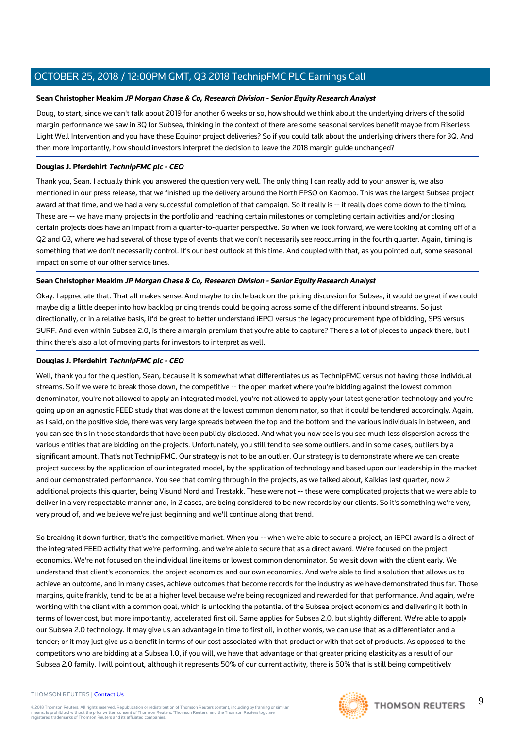**Sean Christopher Meakim** ***JP Morgan Chase & Co, Research Division - Senior Equity Research Analyst***

Doug, to start, since we can't talk about 2019 for another 6 weeks or so, how should we think about the underlying drivers of the solid margin performance we saw in 3Q for Subsea, thinking in the context of there are some seasonal services benefit maybe from Riserless Light Well Intervention and you have these Equinor project deliveries? So if you could talk about the underlying drivers there for 3Q. And then more importantly, how should investors interpret the decision to leave the 2018 margin guide unchanged?

**Douglas J. Pferdehirt** ***TechnipFMC plc - CEO***

Thank you, Sean. I actually think you answered the question very well. The only thing I can really add to your answer is, we also mentioned in our press release, that we finished up the delivery around the North FPSO on Kaombo. This was the largest Subsea project award at that time, and we had a very successful completion of that campaign. So it really is -- it really does come down to the timing. These are -- we have many projects in the portfolio and reaching certain milestones or completing certain activities and/or closing certain projects does have an impact from a quarter-to-quarter perspective. So when we look forward, we were looking at coming off of a Q2 and Q3, where we had several of those type of events that we don't necessarily see reoccurring in the fourth quarter. Again, timing is something that we don't necessarily control. It's our best outlook at this time. And coupled with that, as you pointed out, some seasonal impact on some of our other service lines.

**Sean Christopher Meakim** ***JP Morgan Chase & Co, Research Division - Senior Equity Research Analyst***

Okay. I appreciate that. That all makes sense. And maybe to circle back on the pricing discussion for Subsea, it would be great if we could maybe dig a little deeper into how backlog pricing trends could be going across some of the different inbound streams. So just directionally, or in a relative basis, it'd be great to better understand iEPCI versus the legacy procurement type of bidding, SPS versus SURF. And even within Subsea 2.0, is there a margin premium that you're able to capture? There's a lot of pieces to unpack there, but I think there's also a lot of moving parts for investors to interpret as well.

**Douglas J. Pferdehirt** ***TechnipFMC plc - CEO***

Well, thank you for the question, Sean, because it is somewhat what differentiates us as TechnipFMC versus not having those individual streams. So if we were to break those down, the competitive -- the open market where you're bidding against the lowest common denominator, you're not allowed to apply an integrated model, you're not allowed to apply your latest generation technology and you're going up on an agnostic FEED study that was done at the lowest common denominator, so that it could be tendered accordingly. Again, as I said, on the positive side, there was very large spreads between the top and the bottom and the various individuals in between, and you can see this in those standards that have been publicly disclosed. And what you now see is you see much less dispersion across the various entities that are bidding on the projects. Unfortunately, you still tend to see some outliers, and in some cases, outliers by a significant amount. That's not TechnipFMC. Our strategy is not to be an outlier. Our strategy is to demonstrate where we can create project success by the application of our integrated model, by the application of technology and based upon our leadership in the market and our demonstrated performance. You see that coming through in the projects, as we talked about, Kaikias last quarter, now 2 additional projects this quarter, being Visund Nord and Trestakk. These were not -- these were complicated projects that we were able to deliver in a very respectable manner and, in 2 cases, are being considered to be new records by our clients. So it's something we're very, very proud of, and we believe we're just beginning and we'll continue along that trend.

So breaking it down further, that's the competitive market. When you -- when we're able to secure a project, an iEPCI award is a direct of the integrated FEED activity that we're performing, and we're able to secure that as a direct award. We're focused on the project economics. We're not focused on the individual line items or lowest common denominator. So we sit down with the client early. We understand that client's economics, the project economics and our own economics. And we're able to find a solution that allows us to achieve an outcome, and in many cases, achieve outcomes that become records for the industry as we have demonstrated thus far. Those margins, quite frankly, tend to be at a higher level because we're being recognized and rewarded for that performance. And again, we're working with the client with a common goal, which is unlocking the potential of the Subsea project economics and delivering it both in terms of lower cost, but more importantly, accelerated first oil. Same applies for Subsea 2.0, but slightly different. We're able to apply our Subsea 2.0 technology. It may give us an advantage in time to first oil, in other words, we can use that as a differentiator and a tender; or it may just give us a benefit in terms of our cost associated with that product or with that set of products. As opposed to the competitors who are bidding at a Subsea 1.0, if you will, we have that advantage or that greater pricing elasticity as a result of our Subsea 2.0 family. I will point out, although it represents 50% of our current activity, there is 50% that is still being competitively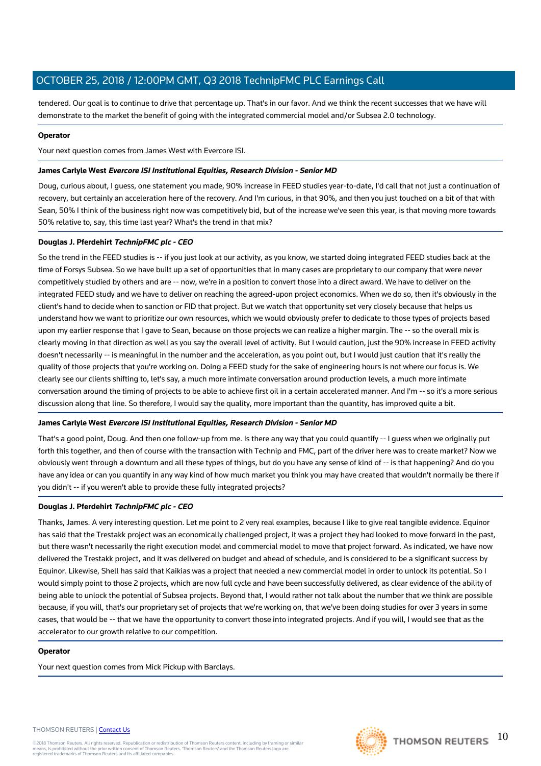tendered. Our goal is to continue to drive that percentage up. That's in our favor. And we think the recent successes that we have will demonstrate to the market the benefit of going with the integrated commercial model and/or Subsea 2.0 technology.

**Operator**

Your next question comes from James West with Evercore ISI.

**James Carlyle West** ***Evercore ISI Institutional Equities, Research Division - Senior MD***

Doug, curious about, I guess, one statement you made, 90% increase in FEED studies year-to-date, I'd call that not just a continuation of recovery, but certainly an acceleration here of the recovery. And I'm curious, in that 90%, and then you just touched on a bit of that with Sean, 50% I think of the business right now was competitively bid, but of the increase we've seen this year, is that moving more towards 50% relative to, say, this time last year? What's the trend in that mix?

**Douglas J. Pferdehirt** ***TechnipFMC plc - CEO***

So the trend in the FEED studies is -- if you just look at our activity, as you know, we started doing integrated FEED studies back at the time of Forsys Subsea. So we have built up a set of opportunities that in many cases are proprietary to our company that were never competitively studied by others and are -- now, we're in a position to convert those into a direct award. We have to deliver on the integrated FEED study and we have to deliver on reaching the agreed-upon project economics. When we do so, then it's obviously in the client's hand to decide when to sanction or FID that project. But we watch that opportunity set very closely because that helps us understand how we want to prioritize our own resources, which we would obviously prefer to dedicate to those types of projects based upon my earlier response that I gave to Sean, because on those projects we can realize a higher margin. The -- so the overall mix is clearly moving in that direction as well as you say the overall level of activity. But I would caution, just the 90% increase in FEED activity doesn't necessarily -- is meaningful in the number and the acceleration, as you point out, but I would just caution that it's really the quality of those projects that you're working on. Doing a FEED study for the sake of engineering hours is not where our focus is. We clearly see our clients shifting to, let's say, a much more intimate conversation around production levels, a much more intimate conversation around the timing of projects to be able to achieve first oil in a certain accelerated manner. And I'm -- so it's a more serious discussion along that line. So therefore, I would say the quality, more important than the quantity, has improved quite a bit.

**James Carlyle West** ***Evercore ISI Institutional Equities, Research Division - Senior MD***

That's a good point, Doug. And then one follow-up from me. Is there any way that you could quantify -- I guess when we originally put forth this together, and then of course with the transaction with Technip and FMC, part of the driver here was to create market? Now we obviously went through a downturn and all these types of things, but do you have any sense of kind of -- is that happening? And do you have any idea or can you quantify in any way kind of how much market you think you may have created that wouldn't normally be there if you didn't -- if you weren't able to provide these fully integrated projects?

**Douglas J. Pferdehirt** ***TechnipFMC plc - CEO***

Thanks, James. A very interesting question. Let me point to 2 very real examples, because I like to give real tangible evidence. Equinor has said that the Trestakk project was an economically challenged project, it was a project they had looked to move forward in the past, but there wasn't necessarily the right execution model and commercial model to move that project forward. As indicated, we have now delivered the Trestakk project, and it was delivered on budget and ahead of schedule, and is considered to be a significant success by Equinor. Likewise, Shell has said that Kaikias was a project that needed a new commercial model in order to unlock its potential. So I would simply point to those 2 projects, which are now full cycle and have been successfully delivered, as clear evidence of the ability of being able to unlock the potential of Subsea projects. Beyond that, I would rather not talk about the number that we think are possible because, if you will, that's our proprietary set of projects that we're working on, that we've been doing studies for over 3 years in some cases, that would be -- that we have the opportunity to convert those into integrated projects. And if you will, I would see that as the accelerator to our growth relative to our competition.

**Operator**

Your next question comes from Mick Pickup with Barclays.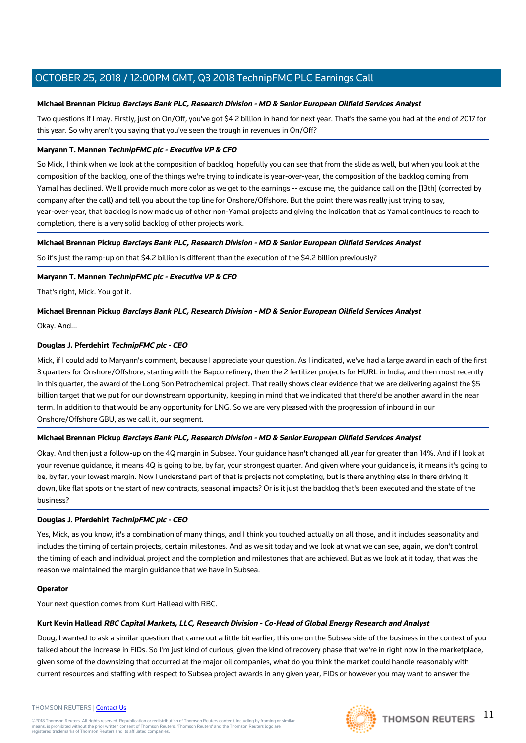**Michael Brennan Pickup** ***Barclays Bank PLC, Research Division - MD & Senior European Oilfield Services Analyst***

Two questions if I may. Firstly, just on On/Off, you've got $4.2 billion in hand for next year. That's the same you had at the end of 2017 for this year. So why aren't you saying that you've seen the trough in revenues in On/Off?

**Maryann T. Mannen** ***TechnipFMC plc - Executive VP & CFO***

So Mick, I think when we look at the composition of backlog, hopefully you can see that from the slide as well, but when you look at the composition of the backlog, one of the things we're trying to indicate is year-over-year, the composition of the backlog coming from Yamal has declined. We'll provide much more color as we get to the earnings -- excuse me, the guidance call on the [13th] (corrected by company after the call) and tell you about the top line for Onshore/Offshore. But the point there was really just trying to say, year-over-year, that backlog is now made up of other non-Yamal projects and giving the indication that as Yamal continues to reach to completion, there is a very solid backlog of other projects work.

**Michael Brennan Pickup** ***Barclays Bank PLC, Research Division - MD & Senior European Oilfield Services Analyst***

So it's just the ramp-up on that $4.2 billion is different than the execution of the $4.2 billion previously?

**Maryann T. Mannen** ***TechnipFMC plc - Executive VP & CFO***

That's right, Mick. You got it.

**Michael Brennan Pickup** ***Barclays Bank PLC, Research Division - MD & Senior European Oilfield Services Analyst***

Okay. And...

**Douglas J. Pferdehirt** ***TechnipFMC plc - CEO***

Mick, if I could add to Maryann's comment, because I appreciate your question. As I indicated, we've had a large award in each of the first 3 quarters for Onshore/Offshore, starting with the Bapco refinery, then the 2 fertilizer projects for HURL in India, and then most recently in this quarter, the award of the Long Son Petrochemical project. That really shows clear evidence that we are delivering against the $5 billion target that we put for our downstream opportunity, keeping in mind that we indicated that there'd be another award in the near term. In addition to that would be any opportunity for LNG. So we are very pleased with the progression of inbound in our Onshore/Offshore GBU, as we call it, our segment.

**Michael Brennan Pickup** ***Barclays Bank PLC, Research Division - MD & Senior European Oilfield Services Analyst***

Okay. And then just a follow-up on the 4Q margin in Subsea. Your guidance hasn't changed all year for greater than 14%. And if I look at your revenue guidance, it means 4Q is going to be, by far, your strongest quarter. And given where your guidance is, it means it's going to be, by far, your lowest margin. Now I understand part of that is projects not completing, but is there anything else in there driving it down, like flat spots or the start of new contracts, seasonal impacts? Or is it just the backlog that's been executed and the state of the business?

**Douglas J. Pferdehirt** ***TechnipFMC plc - CEO***

Yes, Mick, as you know, it's a combination of many things, and I think you touched actually on all those, and it includes seasonality and includes the timing of certain projects, certain milestones. And as we sit today and we look at what we can see, again, we don't control the timing of each and individual project and the completion and milestones that are achieved. But as we look at it today, that was the reason we maintained the margin guidance that we have in Subsea.

**Operator**

Your next question comes from Kurt Hallead with RBC.

**Kurt Kevin Hallead** ***RBC Capital Markets, LLC, Research Division - Co-Head of Global Energy Research and Analyst***

Doug, I wanted to ask a similar question that came out a little bit earlier, this one on the Subsea side of the business in the context of you talked about the increase in FIDs. So I'm just kind of curious, given the kind of recovery phase that we're in right now in the marketplace, given some of the downsizing that occurred at the major oil companies, what do you think the market could handle reasonably with current resources and staffing with respect to Subsea project awards in any given year, FIDs or however you may want to answer the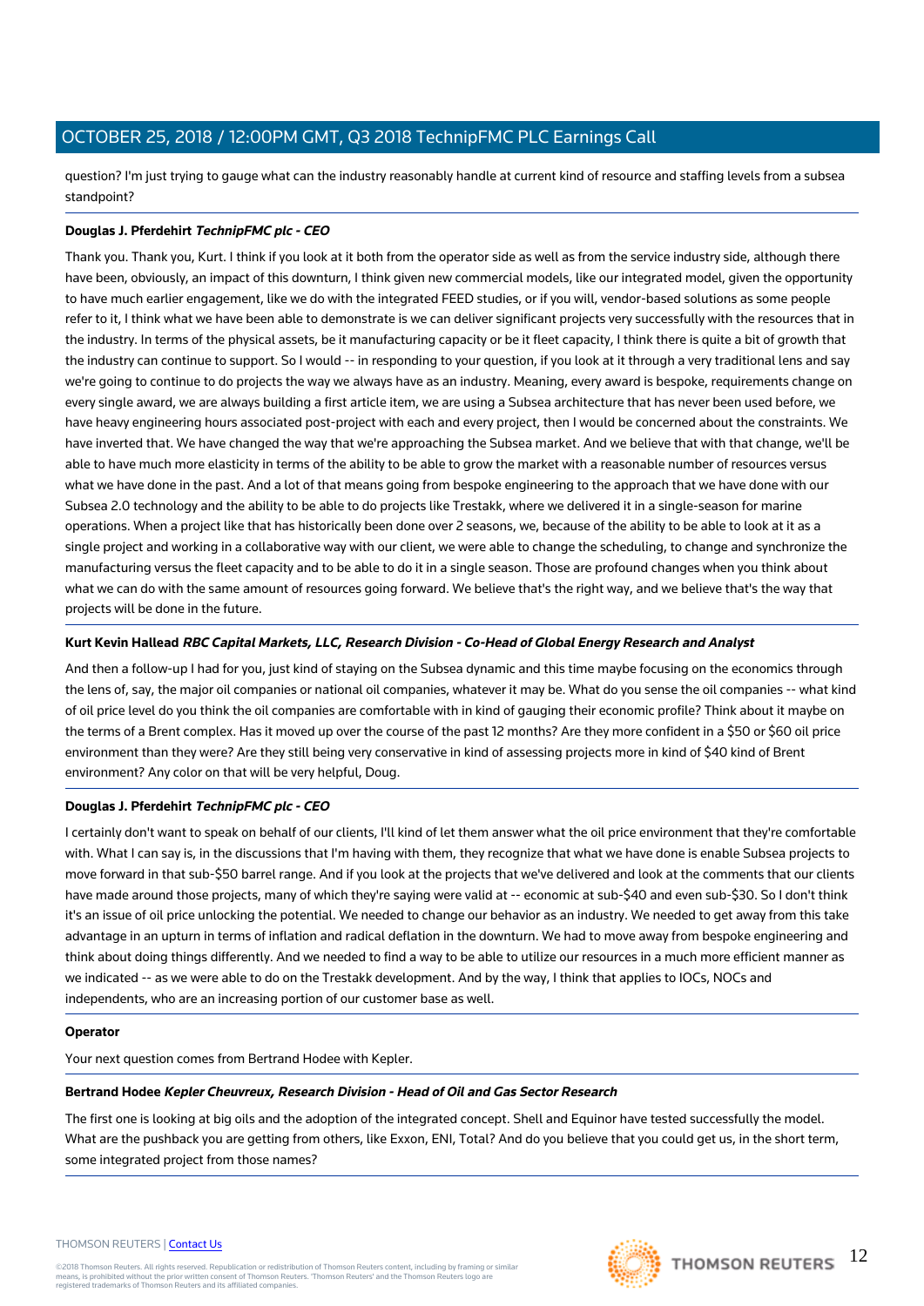question? I'm just trying to gauge what can the industry reasonably handle at current kind of resource and staffing levels from a subsea standpoint?

**Douglas J. Pferdehirt** ***TechnipFMC plc - CEO***

Thank you. Thank you, Kurt. I think if you look at it both from the operator side as well as from the service industry side, although there have been, obviously, an impact of this downturn, I think given new commercial models, like our integrated model, given the opportunity to have much earlier engagement, like we do with the integrated FEED studies, or if you will, vendor-based solutions as some people refer to it, I think what we have been able to demonstrate is we can deliver significant projects very successfully with the resources that in the industry. In terms of the physical assets, be it manufacturing capacity or be it fleet capacity, I think there is quite a bit of growth that the industry can continue to support. So I would -- in responding to your question, if you look at it through a very traditional lens and say we're going to continue to do projects the way we always have as an industry. Meaning, every award is bespoke, requirements change on every single award, we are always building a first article item, we are using a Subsea architecture that has never been used before, we have heavy engineering hours associated post-project with each and every project, then I would be concerned about the constraints. We have inverted that. We have changed the way that we're approaching the Subsea market. And we believe that with that change, we'll be able to have much more elasticity in terms of the ability to be able to grow the market with a reasonable number of resources versus what we have done in the past. And a lot of that means going from bespoke engineering to the approach that we have done with our Subsea 2.0 technology and the ability to be able to do projects like Trestakk, where we delivered it in a single-season for marine operations. When a project like that has historically been done over 2 seasons, we, because of the ability to be able to look at it as a single project and working in a collaborative way with our client, we were able to change the scheduling, to change and synchronize the manufacturing versus the fleet capacity and to be able to do it in a single season. Those are profound changes when you think about what we can do with the same amount of resources going forward. We believe that's the right way, and we believe that's the way that projects will be done in the future.

**Kurt Kevin Hallead** ***RBC Capital Markets, LLC, Research Division - Co-Head of Global Energy Research and Analyst***

And then a follow-up I had for you, just kind of staying on the Subsea dynamic and this time maybe focusing on the economics through the lens of, say, the major oil companies or national oil companies, whatever it may be. What do you sense the oil companies -- what kind of oil price level do you think the oil companies are comfortable with in kind of gauging their economic profile? Think about it maybe on the terms of a Brent complex. Has it moved up over the course of the past 12 months? Are they more confident in a $50 or $60 oil price environment than they were? Are they still being very conservative in kind of assessing projects more in kind of $40 kind of Brent environment? Any color on that will be very helpful, Doug.

**Douglas J. Pferdehirt** ***TechnipFMC plc - CEO***

I certainly don't want to speak on behalf of our clients, I'll kind of let them answer what the oil price environment that they're comfortable with. What I can say is, in the discussions that I'm having with them, they recognize that what we have done is enable Subsea projects to move forward in that sub-$50 barrel range. And if you look at the projects that we've delivered and look at the comments that our clients have made around those projects, many of which they're saying were valid at -- economic at sub-$40 and even sub-$30. So I don't think it's an issue of oil price unlocking the potential. We needed to change our behavior as an industry. We needed to get away from this take advantage in an upturn in terms of inflation and radical deflation in the downturn. We had to move away from bespoke engineering and think about doing things differently. And we needed to find a way to be able to utilize our resources in a much more efficient manner as we indicated -- as we were able to do on the Trestakk development. And by the way, I think that applies to IOCs, NOCs and independents, who are an increasing portion of our customer base as well.

**Operator**

Your next question comes from Bertrand Hodee with Kepler.

**Bertrand Hodee** ***Kepler Cheuvreux, Research Division - Head of Oil and Gas Sector Research***

The first one is looking at big oils and the adoption of the integrated concept. Shell and Equinor have tested successfully the model. What are the pushback you are getting from others, like Exxon, ENI, Total? And do you believe that you could get us, in the short term, some integrated project from those names?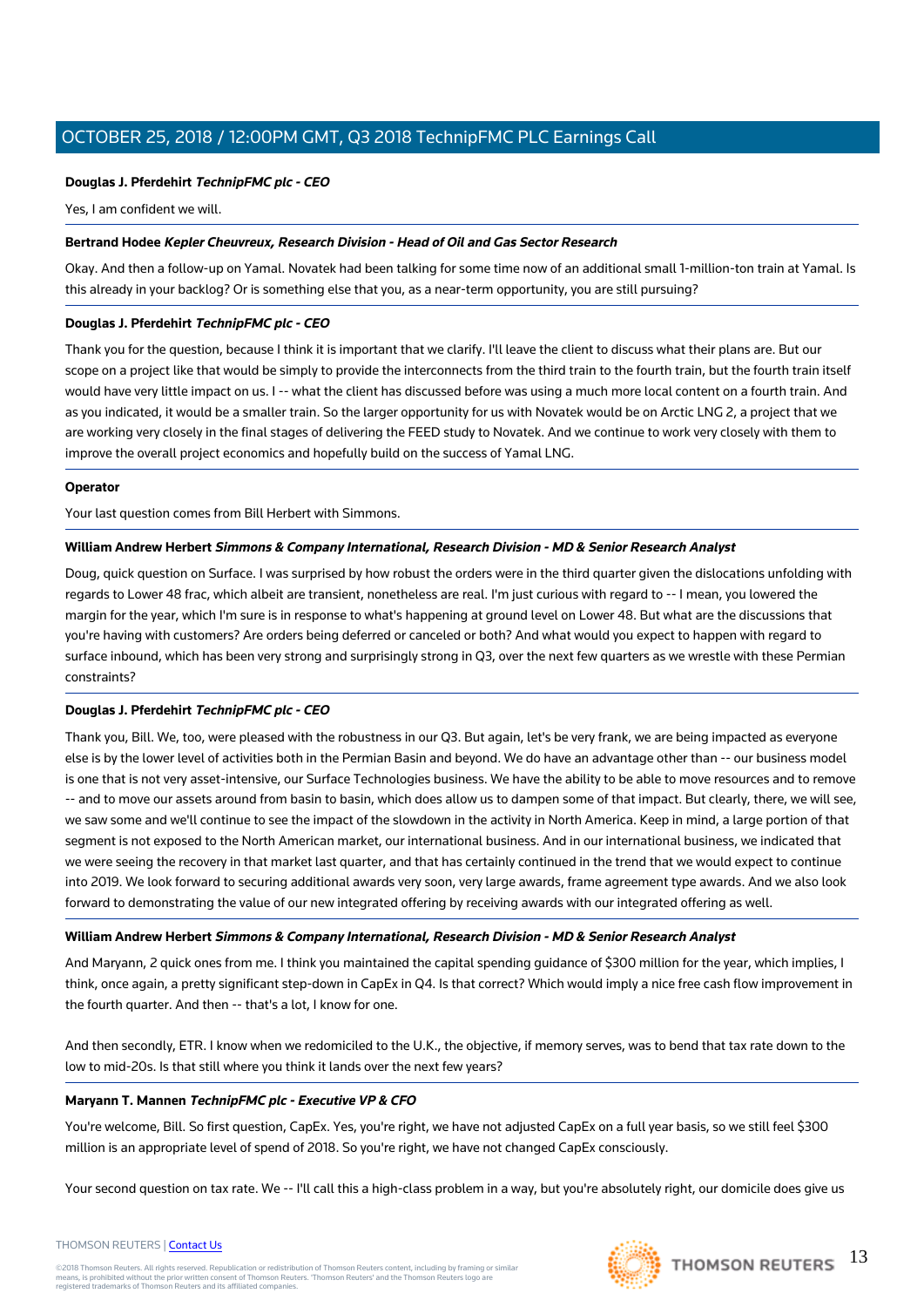**Douglas J. Pferdehirt** ***TechnipFMC plc - CEO***

Yes, I am confident we will.

**Bertrand Hodee** ***Kepler Cheuvreux, Research Division - Head of Oil and Gas Sector Research***

Okay. And then a follow-up on Yamal. Novatek had been talking for some time now of an additional small 1-million-ton train at Yamal. Is this already in your backlog? Or is something else that you, as a near-term opportunity, you are still pursuing?

**Douglas J. Pferdehirt** ***TechnipFMC plc - CEO***

Thank you for the question, because I think it is important that we clarify. I'll leave the client to discuss what their plans are. But our scope on a project like that would be simply to provide the interconnects from the third train to the fourth train, but the fourth train itself would have very little impact on us. I -- what the client has discussed before was using a much more local content on a fourth train. And as you indicated, it would be a smaller train. So the larger opportunity for us with Novatek would be on Arctic LNG 2, a project that we are working very closely in the final stages of delivering the FEED study to Novatek. And we continue to work very closely with them to improve the overall project economics and hopefully build on the success of Yamal LNG.

**Operator**

Your last question comes from Bill Herbert with Simmons.

**William Andrew Herbert** ***Simmons & Company International, Research Division - MD & Senior Research Analyst***

Doug, quick question on Surface. I was surprised by how robust the orders were in the third quarter given the dislocations unfolding with regards to Lower 48 frac, which albeit are transient, nonetheless are real. I'm just curious with regard to -- I mean, you lowered the margin for the year, which I'm sure is in response to what's happening at ground level on Lower 48. But what are the discussions that you're having with customers? Are orders being deferred or canceled or both? And what would you expect to happen with regard to surface inbound, which has been very strong and surprisingly strong in Q3, over the next few quarters as we wrestle with these Permian constraints?

**Douglas J. Pferdehirt** ***TechnipFMC plc - CEO***

Thank you, Bill. We, too, were pleased with the robustness in our Q3. But again, let's be very frank, we are being impacted as everyone else is by the lower level of activities both in the Permian Basin and beyond. We do have an advantage other than -- our business model is one that is not very asset-intensive, our Surface Technologies business. We have the ability to be able to move resources and to remove -- and to move our assets around from basin to basin, which does allow us to dampen some of that impact. But clearly, there, we will see, we saw some and we'll continue to see the impact of the slowdown in the activity in North America. Keep in mind, a large portion of that segment is not exposed to the North American market, our international business. And in our international business, we indicated that we were seeing the recovery in that market last quarter, and that has certainly continued in the trend that we would expect to continue into 2019. We look forward to securing additional awards very soon, very large awards, frame agreement type awards. And we also look forward to demonstrating the value of our new integrated offering by receiving awards with our integrated offering as well.

**William Andrew Herbert** ***Simmons & Company International, Research Division - MD & Senior Research Analyst***

And Maryann, 2 quick ones from me. I think you maintained the capital spending guidance of $300 million for the year, which implies, I think, once again, a pretty significant step-down in CapEx in Q4. Is that correct? Which would imply a nice free cash flow improvement in the fourth quarter. And then -- that's a lot, I know for one.

And then secondly, ETR. I know when we redomiciled to the U.K., the objective, if memory serves, was to bend that tax rate down to the low to mid-20s. Is that still where you think it lands over the next few years?

**Maryann T. Mannen** ***TechnipFMC plc - Executive VP & CFO***

You're welcome, Bill. So first question, CapEx. Yes, you're right, we have not adjusted CapEx on a full year basis, so we still feel $300 million is an appropriate level of spend of 2018. So you're right, we have not changed CapEx consciously.

Your second question on tax rate. We -- I'll call this a high-class problem in a way, but you're absolutely right, our domicile does give us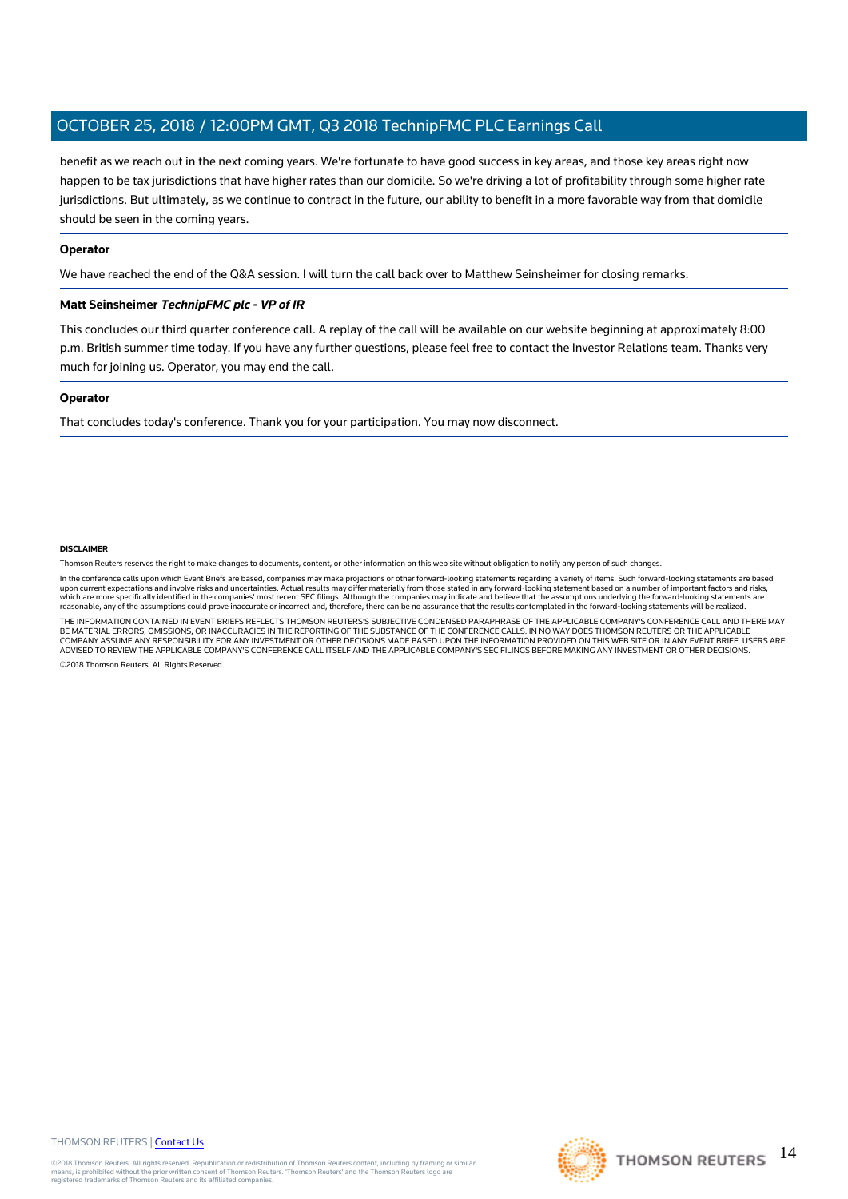benefit as we reach out in the next coming years. We're fortunate to have good success in key areas, and those key areas right now happen to be tax jurisdictions that have higher rates than our domicile. So we're driving a lot of profitability through some higher rate jurisdictions. But ultimately, as we continue to contract in the future, our ability to benefit in a more favorable way from that domicile should be seen in the coming years.

**Operator**

We have reached the end of the Q&A session. I will turn the call back over to Matthew Seinsheimer for closing remarks.

**Matt Seinsheimer** ***TechnipFMC plc - VP of IR***

This concludes our third quarter conference call. A replay of the call will be available on our website beginning at approximately 8:00 p.m. British summer time today. If you have any further questions, please feel free to contact the Investor Relations team. Thanks very much for joining us. Operator, you may end the call.

**Operator**

That concludes today's conference. Thank you for your participation. You may now disconnect.

**DISCLAIMER**

Thomson Reuters reserves the right to make changes to documents, content, or other information on this web site without obligation to notify any person of such changes.

In the conference calls upon which Event Briefs are based, companies may make projections or other forward-looking statements regarding a variety of items. Such forward-looking statements are based upon current expectations and involve risks and uncertainties. Actual results may differ materially from those stated in any forward-looking statement based on a number of important factors and risks, which are more specifically identified in the companies' most recent SEC filings. Although the companies may indicate and believe that the assumptions underlying the forward-looking statements are reasonable, any of the assumptions could prove inaccurate or incorrect and, therefore, there can be no assurance that the results contemplated in the forward-looking statements will be realized.

THE INFORMATION CONTAINED IN EVENT BRIEFS REFLECTS THOMSON REUTERS'S SUBJECTIVE CONDENSED PARAPHRASE OF THE APPLICABLE COMPANY'S CONFERENCE CALL AND THERE MAY BE MATERIAL ERRORS, OMISSIONS, OR INACCURACIES IN THE REPORTING OF THE SUBSTANCE OF THE CONFERENCE CALLS. IN NO WAY DOES THOMSON REUTERS OR THE APPLICABLE COMPANY ASSUME ANY RESPONSIBILITY FOR ANY INVESTMENT OR OTHER DECISIONS MADE BASED UPON THE INFORMATION PROVIDED ON THIS WEB SITE OR IN ANY EVENT BRIEF. USERS ARE ADVISED TO REVIEW THE APPLICABLE COMPANY'S CONFERENCE CALL ITSELF AND THE APPLICABLE COMPANY'S SEC FILINGS BEFORE MAKING ANY INVESTMENT OR OTHER DECISIONS.

©2018 Thomson Reuters. All Rights Reserved.